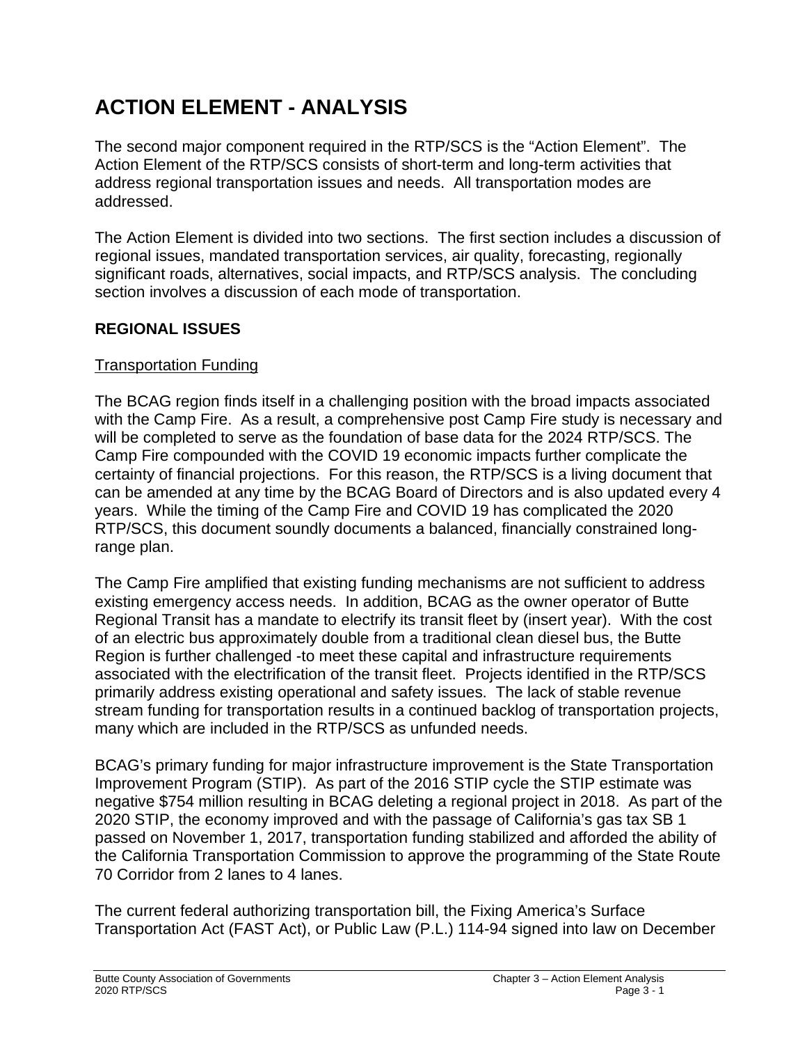# ACTION ELEMENT - ANALYSIS

The second major component required in the RTP/SCS is the "Action Element". The Action Element of the RTP/SCS consists of short-term and long-term activities that address regional transportation issues and needs. All transportation modes are addressed.

The Action Element is divided into two sections. The first section includes a discussion of regional issues, mandated transportation services, air quality, forecasting, regionally significant roads, alternatives, social impacts, and RTP/SCS analysis. The concluding section involves a discussion of each mode of transportation.

## REGIONAL ISSUES

### Transportation Funding

The BCAG region finds itself in a challenging position with the broad impacts associated with the Camp Fire. As a result, a comprehensive post Camp Fire study is necessary and will be completed to serve as the foundation of base data for the 2024 RTP/SCS. The Camp Fire compounded with the COVID 19 economic impacts further complicate the certainty of financial projections. For this reason, the RTP/SCS is a living document that can be amended at any time by the BCAG Board of Directors and is also updated every 4 years. While the timing of the Camp Fire and COVID 19 has complicated the 2020 RTP/SCS, this document soundly documents a balanced, financially constrained long-range plan.

The Camp Fire amplified that existing funding mechanisms are not sufficient to address existing emergency access needs. In addition, BCAG as the owner operator of Butte Regional Transit has a mandate to electrify its transit fleet by (insert year). With the cost of an electric bus approximately double from a traditional clean diesel bus, the Butte Region is further challenged -to meet these capital and infrastructure requirements associated with the electrification of the transit fleet. Projects identified in the RTP/SCS primarily address existing operational and safety issues. The lack of stable revenue stream funding for transportation results in a continued backlog of transportation projects, many which are included in the RTP/SCS as unfunded needs.

BCAG's primary funding for major infrastructure improvement is the State Transportation Improvement Program (STIP). As part of the 2016 STIP cycle the STIP estimate was negative $754 million resulting in BCAG deleting a regional project in 2018. As part of the 2020 STIP, the economy improved and with the passage of California's gas tax SB 1 passed on November 1, 2017, transportation funding stabilized and afforded the ability of the California Transportation Commission to approve the programming of the State Route 70 Corridor from 2 lanes to 4 lanes.

The current federal authorizing transportation bill, the Fixing America's Surface Transportation Act (FAST Act), or Public Law (P.L.) 114-94 signed into law on December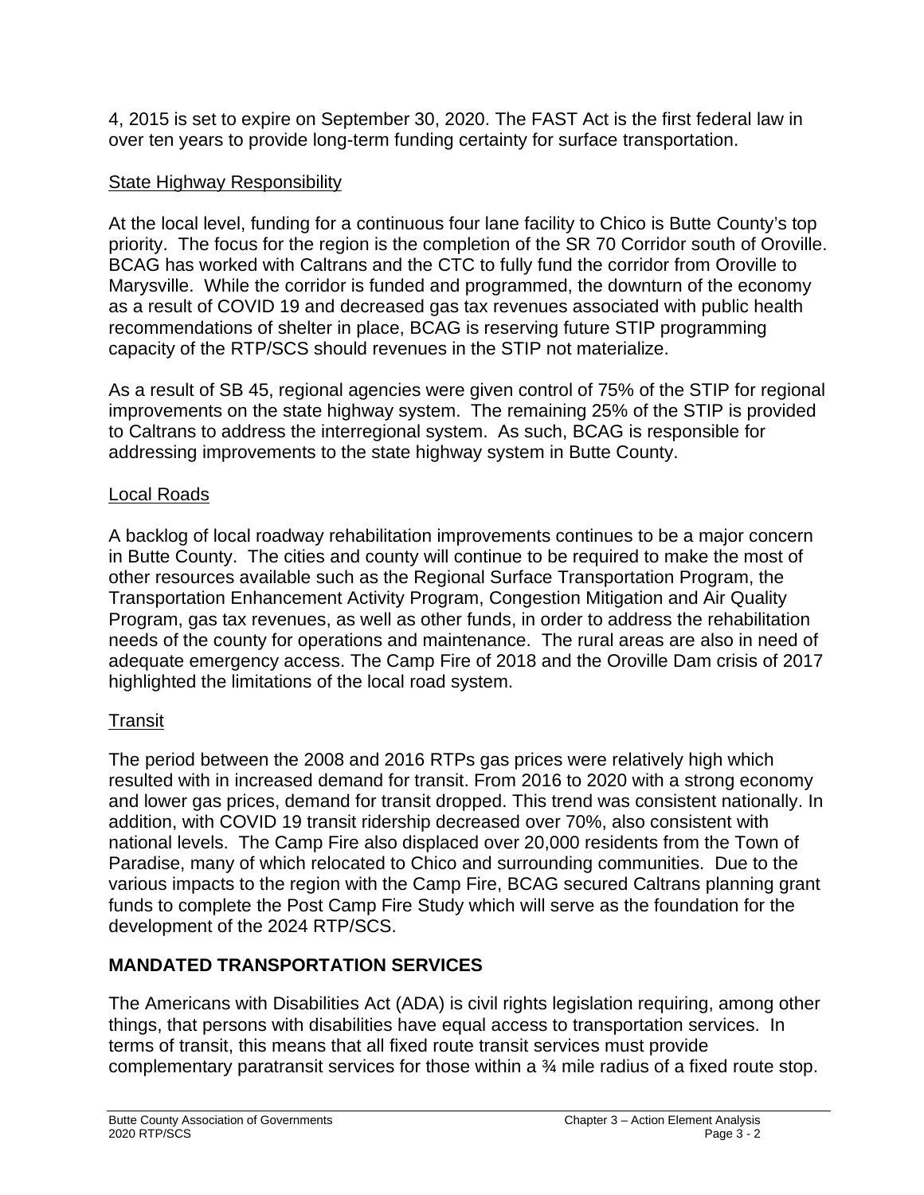4, 2015 is set to expire on September 30, 2020. The FAST Act is the first federal law in over ten years to provide long-term funding certainty for surface transportation.

State Highway Responsibility

At the local level, funding for a continuous four lane facility to Chico is Butte County's top priority. The focus for the region is the completion of the SR 70 Corridor south of Oroville. BCAG has worked with Caltrans and the CTC to fully fund the corridor from Oroville to Marysville. While the corridor is funded and programmed, the downturn of the economy as a result of COVID 19 and decreased gas tax revenues associated with public health recommendations of shelter in place, BCAG is reserving future STIP programming capacity of the RTP/SCS should revenues in the STIP not materialize.

As a result of SB 45, regional agencies were given control of 75% of the STIP for regional improvements on the state highway system. The remaining 25% of the STIP is provided to Caltrans to address the interregional system. As such, BCAG is responsible for addressing improvements to the state highway system in Butte County.

Local Roads

A backlog of local roadway rehabilitation improvements continues to be a major concern in Butte County. The cities and county will continue to be required to make the most of other resources available such as the Regional Surface Transportation Program, the Transportation Enhancement Activity Program, Congestion Mitigation and Air Quality Program, gas tax revenues, as well as other funds, in order to address the rehabilitation needs of the county for operations and maintenance. The rural areas are also in need of adequate emergency access. The Camp Fire of 2018 and the Oroville Dam crisis of 2017 highlighted the limitations of the local road system.

Transit

The period between the 2008 and 2016 RTPs gas prices were relatively high which resulted with in increased demand for transit. From 2016 to 2020 with a strong economy and lower gas prices, demand for transit dropped. This trend was consistent nationally. In addition, with COVID 19 transit ridership decreased over 70%, also consistent with national levels. The Camp Fire also displaced over 20,000 residents from the Town of Paradise, many of which relocated to Chico and surrounding communities. Due to the various impacts to the region with the Camp Fire, BCAG secured Caltrans planning grant funds to complete the Post Camp Fire Study which will serve as the foundation for the development of the 2024 RTP/SCS.

## MANDATED TRANSPORTATION SERVICES

The Americans with Disabilities Act (ADA) is civil rights legislation requiring, among other things, that persons with disabilities have equal access to transportation services. In terms of transit, this means that all fixed route transit services must provide complementary paratransit services for those within a ¾ mile radius of a fixed route stop.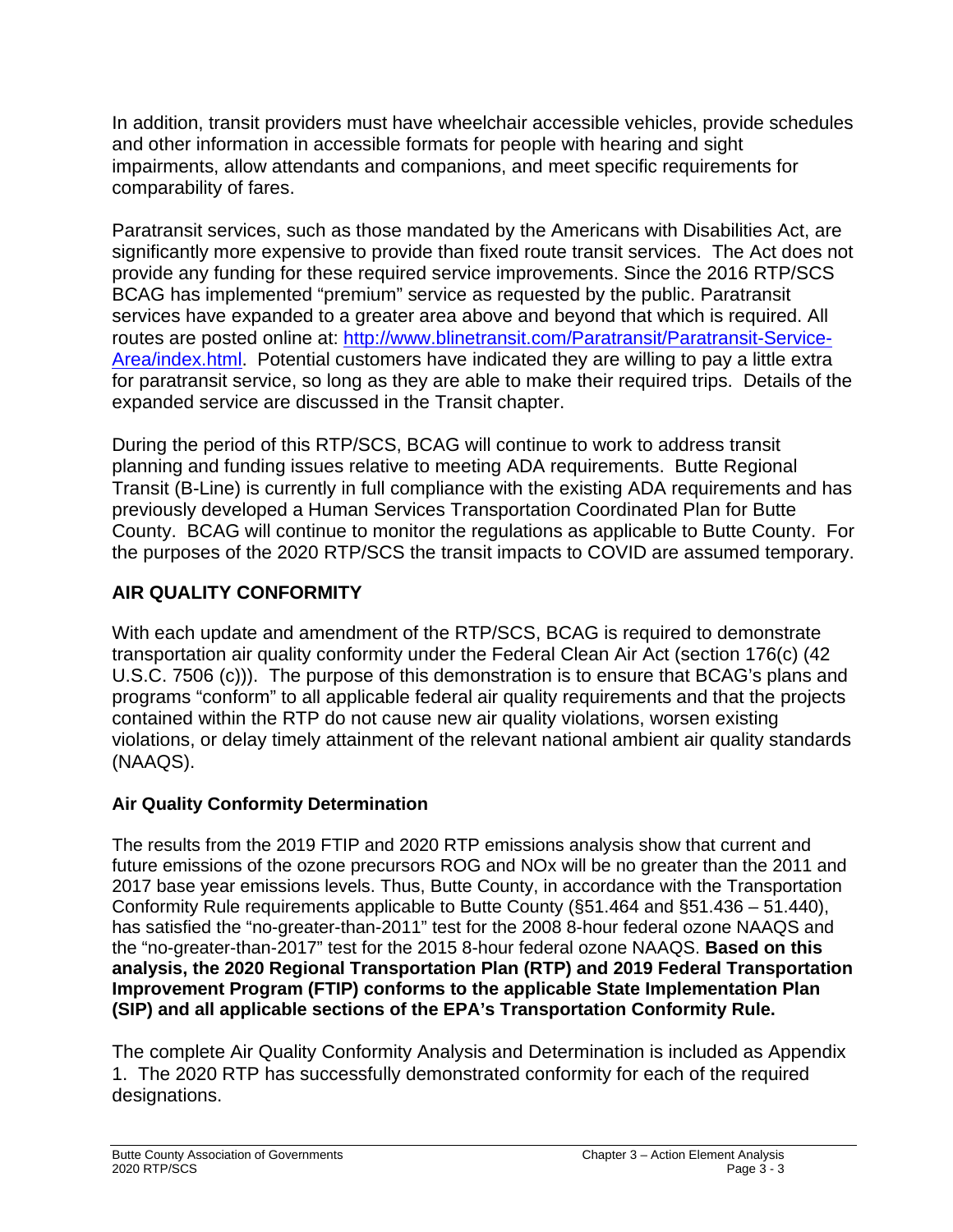In addition, transit providers must have wheelchair accessible vehicles, provide schedules and other information in accessible formats for people with hearing and sight impairments, allow attendants and companions, and meet specific requirements for comparability of fares.

Paratransit services, such as those mandated by the Americans with Disabilities Act, are significantly more expensive to provide than fixed route transit services. The Act does not provide any funding for these required service improvements. Since the 2016 RTP/SCS BCAG has implemented "premium" service as requested by the public. Paratransit services have expanded to a greater area above and beyond that which is required. All routes are posted online at: [http://www.blinetransit.com/Paratransit/Paratransit-Service-Area/index.html](http://www.blinetransit.com/Paratransit/Paratransit-Service-Area/index.html). Potential customers have indicated they are willing to pay a little extra for paratransit service, so long as they are able to make their required trips. Details of the expanded service are discussed in the Transit chapter.

During the period of this RTP/SCS, BCAG will continue to work to address transit planning and funding issues relative to meeting ADA requirements. Butte Regional Transit (B-Line) is currently in full compliance with the existing ADA requirements and has previously developed a Human Services Transportation Coordinated Plan for Butte County. BCAG will continue to monitor the regulations as applicable to Butte County. For the purposes of the 2020 RTP/SCS the transit impacts to COVID are assumed temporary.

## AIR QUALITY CONFORMITY

With each update and amendment of the RTP/SCS, BCAG is required to demonstrate transportation air quality conformity under the Federal Clean Air Act (section 176(c) (42 U.S.C. 7506 (c))). The purpose of this demonstration is to ensure that BCAG's plans and programs "conform" to all applicable federal air quality requirements and that the projects contained within the RTP do not cause new air quality violations, worsen existing violations, or delay timely attainment of the relevant national ambient air quality standards (NAAQS).

### Air Quality Conformity Determination

The results from the 2019 FTIP and 2020 RTP emissions analysis show that current and future emissions of the ozone precursors ROG and NOx will be no greater than the 2011 and 2017 base year emissions levels. Thus, Butte County, in accordance with the Transportation Conformity Rule requirements applicable to Butte County (§51.464 and §51.436 – 51.440), has satisfied the "no-greater-than-2011" test for the 2008 8-hour federal ozone NAAQS and the "no-greater-than-2017" test for the 2015 8-hour federal ozone NAAQS. **Based on this analysis, the 2020 Regional Transportation Plan (RTP) and 2019 Federal Transportation Improvement Program (FTIP) conforms to the applicable State Implementation Plan (SIP) and all applicable sections of the EPA's Transportation Conformity Rule.**

The complete Air Quality Conformity Analysis and Determination is included as Appendix 1. The 2020 RTP has successfully demonstrated conformity for each of the required designations.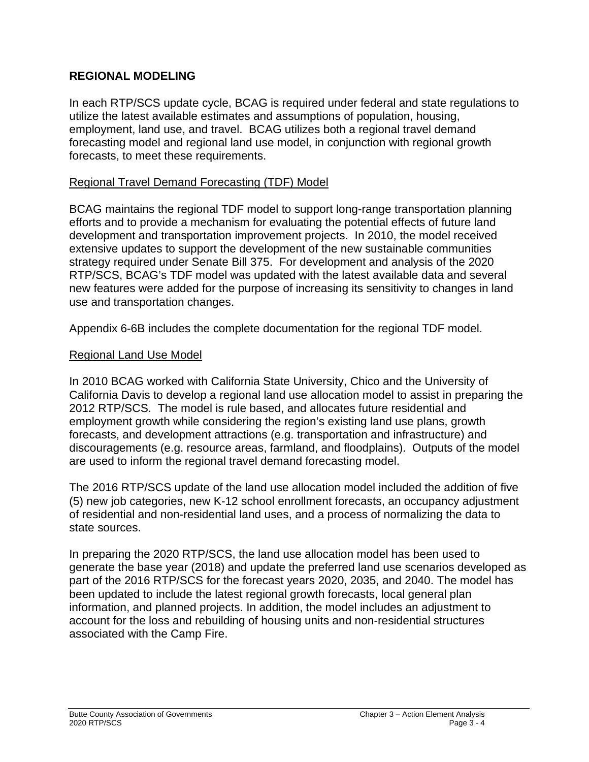## REGIONAL MODELING

In each RTP/SCS update cycle, BCAG is required under federal and state regulations to utilize the latest available estimates and assumptions of population, housing, employment, land use, and travel. BCAG utilizes both a regional travel demand forecasting model and regional land use model, in conjunction with regional growth forecasts, to meet these requirements.

### Regional Travel Demand Forecasting (TDF) Model

BCAG maintains the regional TDF model to support long-range transportation planning efforts and to provide a mechanism for evaluating the potential effects of future land development and transportation improvement projects. In 2010, the model received extensive updates to support the development of the new sustainable communities strategy required under Senate Bill 375. For development and analysis of the 2020 RTP/SCS, BCAG's TDF model was updated with the latest available data and several new features were added for the purpose of increasing its sensitivity to changes in land use and transportation changes.

Appendix 6-6B includes the complete documentation for the regional TDF model.

### Regional Land Use Model

In 2010 BCAG worked with California State University, Chico and the University of California Davis to develop a regional land use allocation model to assist in preparing the 2012 RTP/SCS. The model is rule based, and allocates future residential and employment growth while considering the region's existing land use plans, growth forecasts, and development attractions (e.g. transportation and infrastructure) and discouragements (e.g. resource areas, farmland, and floodplains). Outputs of the model are used to inform the regional travel demand forecasting model.

The 2016 RTP/SCS update of the land use allocation model included the addition of five (5) new job categories, new K-12 school enrollment forecasts, an occupancy adjustment of residential and non-residential land uses, and a process of normalizing the data to state sources.

In preparing the 2020 RTP/SCS, the land use allocation model has been used to generate the base year (2018) and update the preferred land use scenarios developed as part of the 2016 RTP/SCS for the forecast years 2020, 2035, and 2040. The model has been updated to include the latest regional growth forecasts, local general plan information, and planned projects. In addition, the model includes an adjustment to account for the loss and rebuilding of housing units and non-residential structures associated with the Camp Fire.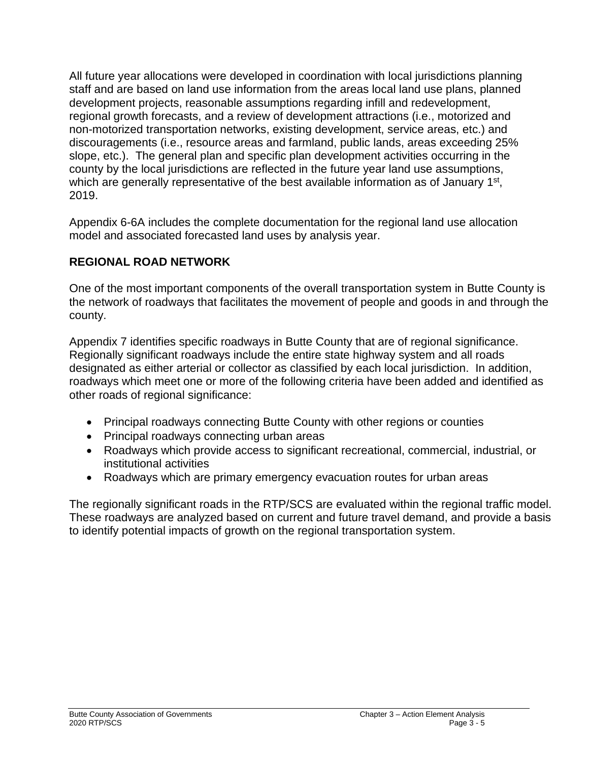All future year allocations were developed in coordination with local jurisdictions planning staff and are based on land use information from the areas local land use plans, planned development projects, reasonable assumptions regarding infill and redevelopment, regional growth forecasts, and a review of development attractions (i.e., motorized and non-motorized transportation networks, existing development, service areas, etc.) and discouragements (i.e., resource areas and farmland, public lands, areas exceeding 25% slope, etc.). The general plan and specific plan development activities occurring in the county by the local jurisdictions are reflected in the future year land use assumptions, which are generally representative of the best available information as of January 1st, 2019.

Appendix 6-6A includes the complete documentation for the regional land use allocation model and associated forecasted land uses by analysis year.

## REGIONAL ROAD NETWORK

One of the most important components of the overall transportation system in Butte County is the network of roadways that facilitates the movement of people and goods in and through the county.

Appendix 7 identifies specific roadways in Butte County that are of regional significance. Regionally significant roadways include the entire state highway system and all roads designated as either arterial or collector as classified by each local jurisdiction. In addition, roadways which meet one or more of the following criteria have been added and identified as other roads of regional significance:

- Principal roadways connecting Butte County with other regions or counties
- Principal roadways connecting urban areas
- Roadways which provide access to significant recreational, commercial, industrial, or institutional activities
- Roadways which are primary emergency evacuation routes for urban areas

The regionally significant roads in the RTP/SCS are evaluated within the regional traffic model. These roadways are analyzed based on current and future travel demand, and provide a basis to identify potential impacts of growth on the regional transportation system.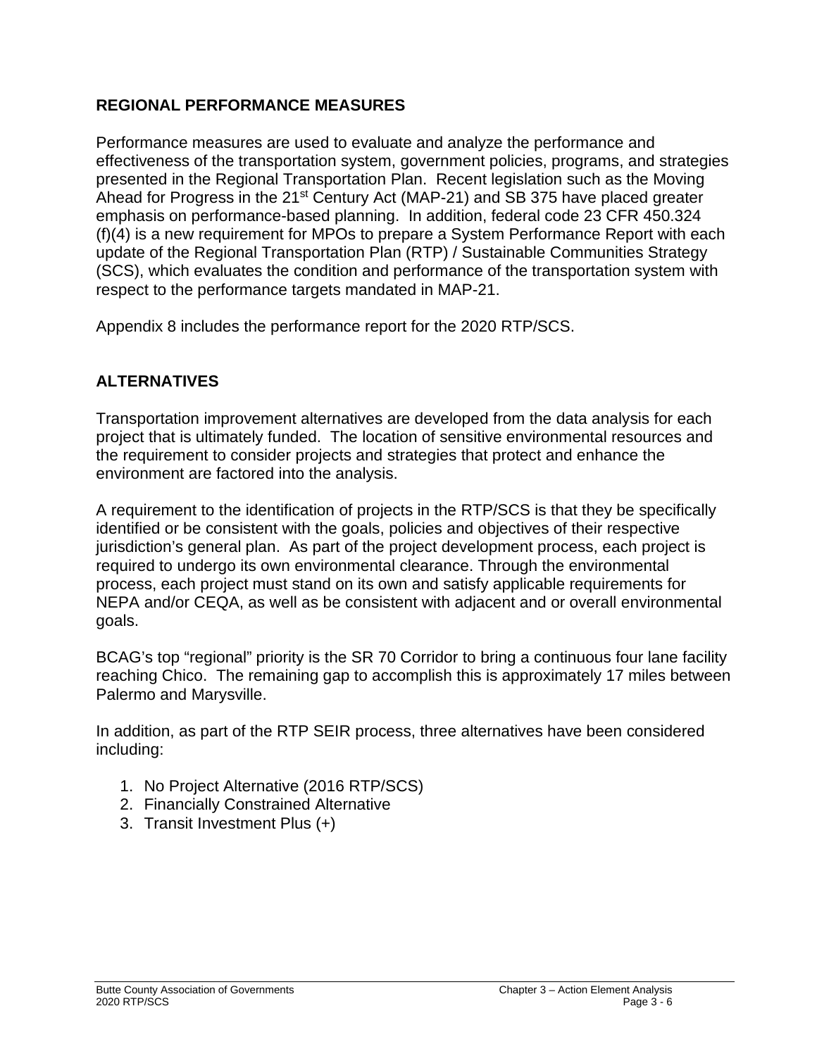## REGIONAL PERFORMANCE MEASURES

Performance measures are used to evaluate and analyze the performance and effectiveness of the transportation system, government policies, programs, and strategies presented in the Regional Transportation Plan. Recent legislation such as the Moving Ahead for Progress in the 21st Century Act (MAP-21) and SB 375 have placed greater emphasis on performance-based planning. In addition, federal code 23 CFR 450.324 (f)(4) is a new requirement for MPOs to prepare a System Performance Report with each update of the Regional Transportation Plan (RTP) / Sustainable Communities Strategy (SCS), which evaluates the condition and performance of the transportation system with respect to the performance targets mandated in MAP-21.

Appendix 8 includes the performance report for the 2020 RTP/SCS.

## ALTERNATIVES

Transportation improvement alternatives are developed from the data analysis for each project that is ultimately funded. The location of sensitive environmental resources and the requirement to consider projects and strategies that protect and enhance the environment are factored into the analysis.

A requirement to the identification of projects in the RTP/SCS is that they be specifically identified or be consistent with the goals, policies and objectives of their respective jurisdiction's general plan. As part of the project development process, each project is required to undergo its own environmental clearance. Through the environmental process, each project must stand on its own and satisfy applicable requirements for NEPA and/or CEQA, as well as be consistent with adjacent and or overall environmental goals.

BCAG's top "regional" priority is the SR 70 Corridor to bring a continuous four lane facility reaching Chico. The remaining gap to accomplish this is approximately 17 miles between Palermo and Marysville.

In addition, as part of the RTP SEIR process, three alternatives have been considered including:

1. No Project Alternative (2016 RTP/SCS)
2. Financially Constrained Alternative
3. Transit Investment Plus (+)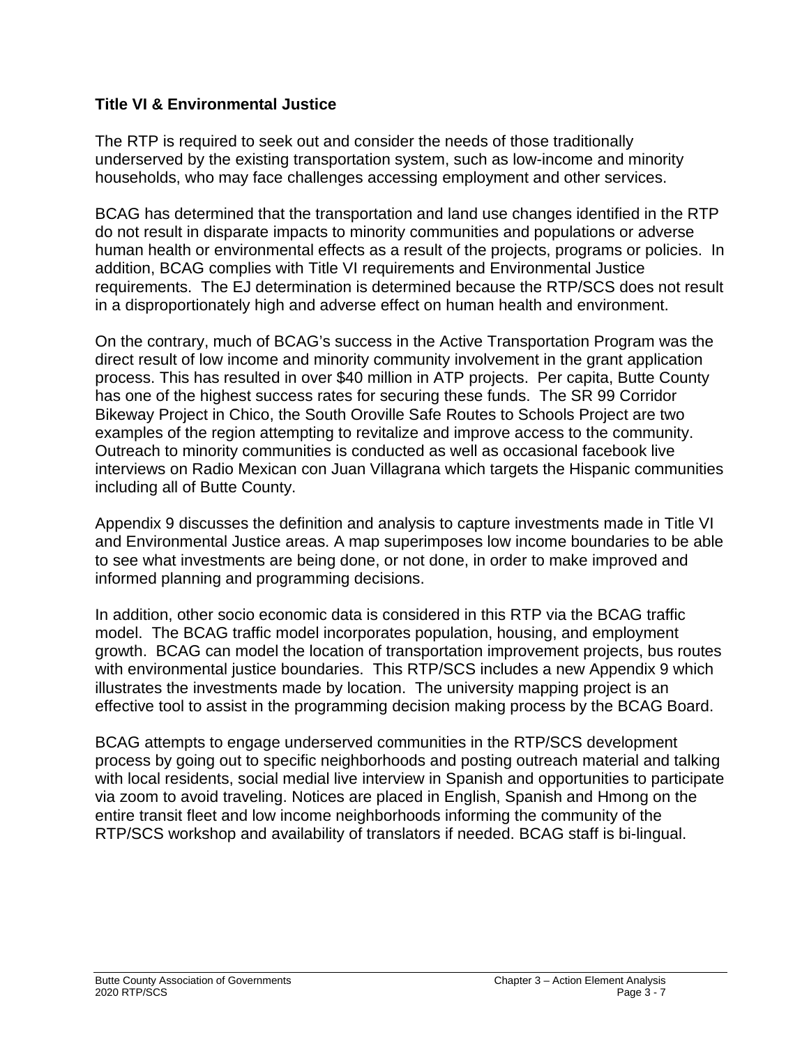**Title VI & Environmental Justice**

The RTP is required to seek out and consider the needs of those traditionally underserved by the existing transportation system, such as low-income and minority households, who may face challenges accessing employment and other services.

BCAG has determined that the transportation and land use changes identified in the RTP do not result in disparate impacts to minority communities and populations or adverse human health or environmental effects as a result of the projects, programs or policies. In addition, BCAG complies with Title VI requirements and Environmental Justice requirements. The EJ determination is determined because the RTP/SCS does not result in a disproportionately high and adverse effect on human health and environment.

On the contrary, much of BCAG's success in the Active Transportation Program was the direct result of low income and minority community involvement in the grant application process. This has resulted in over $40 million in ATP projects. Per capita, Butte County has one of the highest success rates for securing these funds. The SR 99 Corridor Bikeway Project in Chico, the South Oroville Safe Routes to Schools Project are two examples of the region attempting to revitalize and improve access to the community. Outreach to minority communities is conducted as well as occasional facebook live interviews on Radio Mexican con Juan Villagrana which targets the Hispanic communities including all of Butte County.

Appendix 9 discusses the definition and analysis to capture investments made in Title VI and Environmental Justice areas. A map superimposes low income boundaries to be able to see what investments are being done, or not done, in order to make improved and informed planning and programming decisions.

In addition, other socio economic data is considered in this RTP via the BCAG traffic model. The BCAG traffic model incorporates population, housing, and employment growth. BCAG can model the location of transportation improvement projects, bus routes with environmental justice boundaries. This RTP/SCS includes a new Appendix 9 which illustrates the investments made by location. The university mapping project is an effective tool to assist in the programming decision making process by the BCAG Board.

BCAG attempts to engage underserved communities in the RTP/SCS development process by going out to specific neighborhoods and posting outreach material and talking with local residents, social medial live interview in Spanish and opportunities to participate via zoom to avoid traveling. Notices are placed in English, Spanish and Hmong on the entire transit fleet and low income neighborhoods informing the community of the RTP/SCS workshop and availability of translators if needed. BCAG staff is bi-lingual.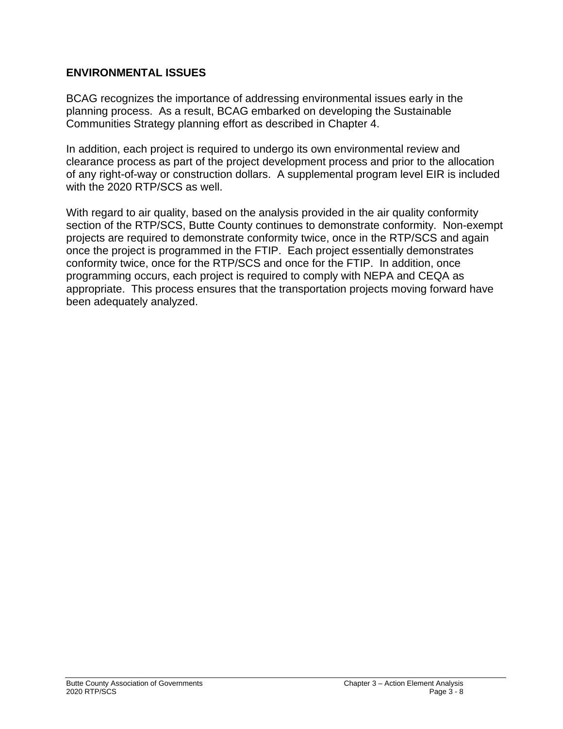## ENVIRONMENTAL ISSUES

BCAG recognizes the importance of addressing environmental issues early in the planning process. As a result, BCAG embarked on developing the Sustainable Communities Strategy planning effort as described in Chapter 4.

In addition, each project is required to undergo its own environmental review and clearance process as part of the project development process and prior to the allocation of any right-of-way or construction dollars. A supplemental program level EIR is included with the 2020 RTP/SCS as well.

With regard to air quality, based on the analysis provided in the air quality conformity section of the RTP/SCS, Butte County continues to demonstrate conformity. Non-exempt projects are required to demonstrate conformity twice, once in the RTP/SCS and again once the project is programmed in the FTIP. Each project essentially demonstrates conformity twice, once for the RTP/SCS and once for the FTIP. In addition, once programming occurs, each project is required to comply with NEPA and CEQA as appropriate. This process ensures that the transportation projects moving forward have been adequately analyzed.